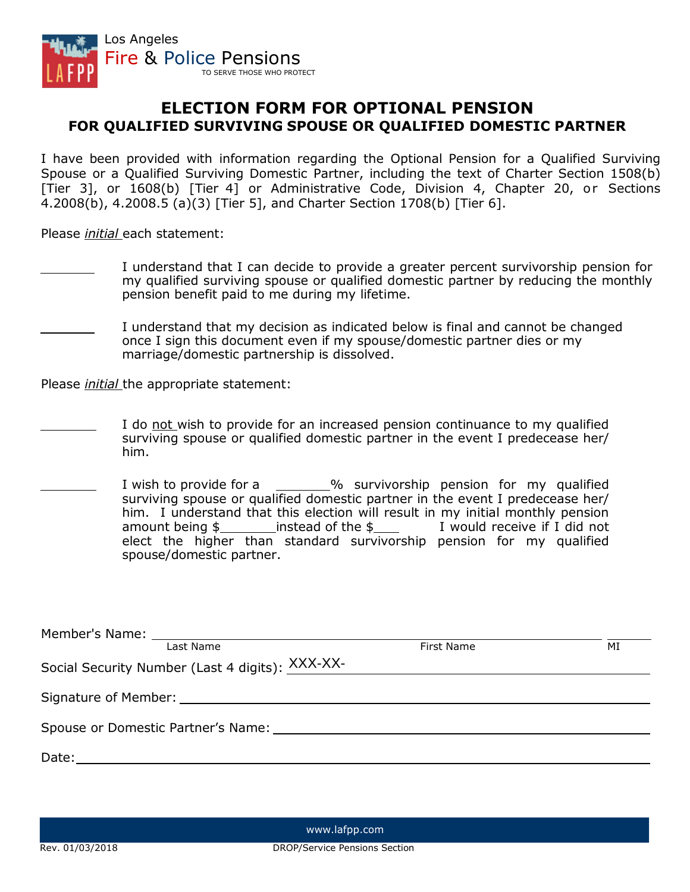Los Angeles
Fire & Police Pensions
TO SERVE THOSE WHO PROTECT

# ELECTION FORM FOR OPTIONAL PENSION
## FOR QUALIFIED SURVIVING SPOUSE OR QUALIFIED DOMESTIC PARTNER

I have been provided with information regarding the Optional Pension for a Qualified Surviving Spouse or a Qualified Surviving Domestic Partner, including the text of Charter Section 1508(b) [Tier 3], or 1608(b) [Tier 4] or Administrative Code, Division 4, Chapter 20, or Sections 4.2008(b), 4.2008.5 (a)(3) [Tier 5], and Charter Section 1708(b) [Tier 6].

Please *initial* each statement:

________ I understand that I can decide to provide a greater percent survivorship pension for my qualified surviving spouse or qualified domestic partner by reducing the monthly pension benefit paid to me during my lifetime.

________ I understand that my decision as indicated below is final and cannot be changed once I sign this document even if my spouse/domestic partner dies or my marriage/domestic partnership is dissolved.

Please *initial* the appropriate statement:

________ I do not wish to provide for an increased pension continuance to my qualified surviving spouse or qualified domestic partner in the event I predecease her/him.

________ I wish to provide for a ________% survivorship pension for my qualified surviving spouse or qualified domestic partner in the event I predecease her/him. I understand that this election will result in my initial monthly pension amount being $________instead of the $____ I would receive if I did not elect the higher than standard survivorship pension for my qualified spouse/domestic partner.

Member's Name: ______________________________________________ ________
Last Name                                First Name                                MI

Social Security Number (Last 4 digits): XXX-XX-________________

Signature of Member: ______________________________________________

Spouse or Domestic Partner's Name: ______________________________________________

Date: ______________________________________________

www.lafpp.com

Rev. 01/03/2018 DROP/Service Pensions Section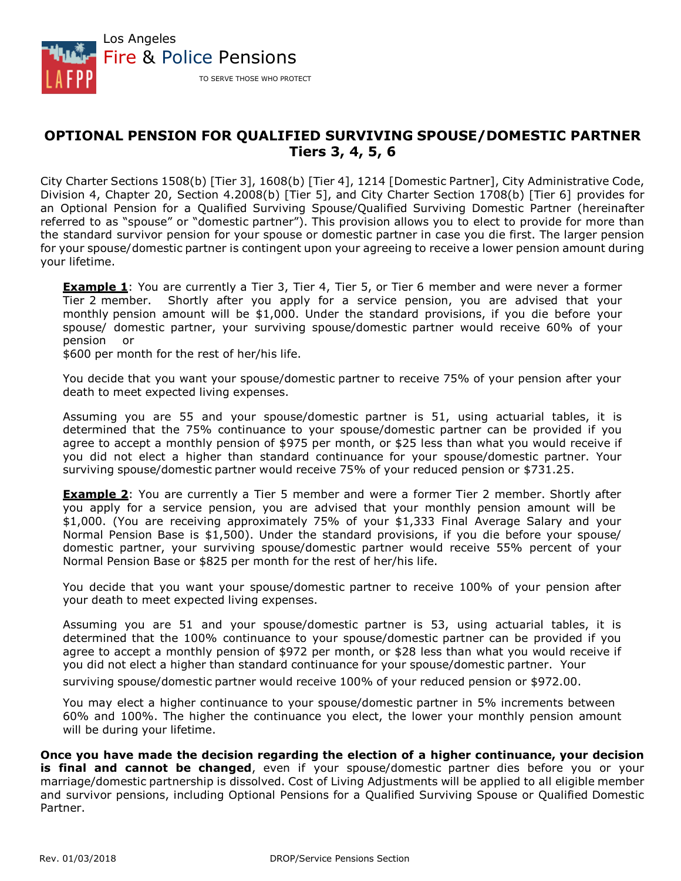Los Angeles
Fire & Police Pensions
TO SERVE THOSE WHO PROTECT

## OPTIONAL PENSION FOR QUALIFIED SURVIVING SPOUSE/DOMESTIC PARTNER Tiers 3, 4, 5, 6

City Charter Sections 1508(b) [Tier 3], 1608(b) [Tier 4], 1214 [Domestic Partner], City Administrative Code, Division 4, Chapter 20, Section 4.2008(b) [Tier 5], and City Charter Section 1708(b) [Tier 6] provides for an Optional Pension for a Qualified Surviving Spouse/Qualified Surviving Domestic Partner (hereinafter referred to as "spouse" or "domestic partner"). This provision allows you to elect to provide for more than the standard survivor pension for your spouse or domestic partner in case you die first. The larger pension for your spouse/domestic partner is contingent upon your agreeing to receive a lower pension amount during your lifetime.

**Example 1**: You are currently a Tier 3, Tier 4, Tier 5, or Tier 6 member and were never a former Tier 2 member. Shortly after you apply for a service pension, you are advised that your monthly pension amount will be $1,000. Under the standard provisions, if you die before your spouse/ domestic partner, your surviving spouse/domestic partner would receive 60% of your pension or $600 per month for the rest of her/his life.

You decide that you want your spouse/domestic partner to receive 75% of your pension after your death to meet expected living expenses.

Assuming you are 55 and your spouse/domestic partner is 51, using actuarial tables, it is determined that the 75% continuance to your spouse/domestic partner can be provided if you agree to accept a monthly pension of $975 per month, or $25 less than what you would receive if you did not elect a higher than standard continuance for your spouse/domestic partner. Your surviving spouse/domestic partner would receive 75% of your reduced pension or $731.25.

**Example 2**: You are currently a Tier 5 member and were a former Tier 2 member. Shortly after you apply for a service pension, you are advised that your monthly pension amount will be $1,000. (You are receiving approximately 75% of your $1,333 Final Average Salary and your Normal Pension Base is $1,500). Under the standard provisions, if you die before your spouse/ domestic partner, your surviving spouse/domestic partner would receive 55% percent of your Normal Pension Base or $825 per month for the rest of her/his life.

You decide that you want your spouse/domestic partner to receive 100% of your pension after your death to meet expected living expenses.

Assuming you are 51 and your spouse/domestic partner is 53, using actuarial tables, it is determined that the 100% continuance to your spouse/domestic partner can be provided if you agree to accept a monthly pension of $972 per month, or $28 less than what you would receive if you did not elect a higher than standard continuance for your spouse/domestic partner. Your surviving spouse/domestic partner would receive 100% of your reduced pension or $972.00.

You may elect a higher continuance to your spouse/domestic partner in 5% increments between 60% and 100%. The higher the continuance you elect, the lower your monthly pension amount will be during your lifetime.

**Once you have made the decision regarding the election of a higher continuance, your decision is final and cannot be changed**, even if your spouse/domestic partner dies before you or your marriage/domestic partnership is dissolved. Cost of Living Adjustments will be applied to all eligible member and survivor pensions, including Optional Pensions for a Qualified Surviving Spouse or Qualified Domestic Partner.

Rev. 01/03/2018 DROP/Service Pensions Section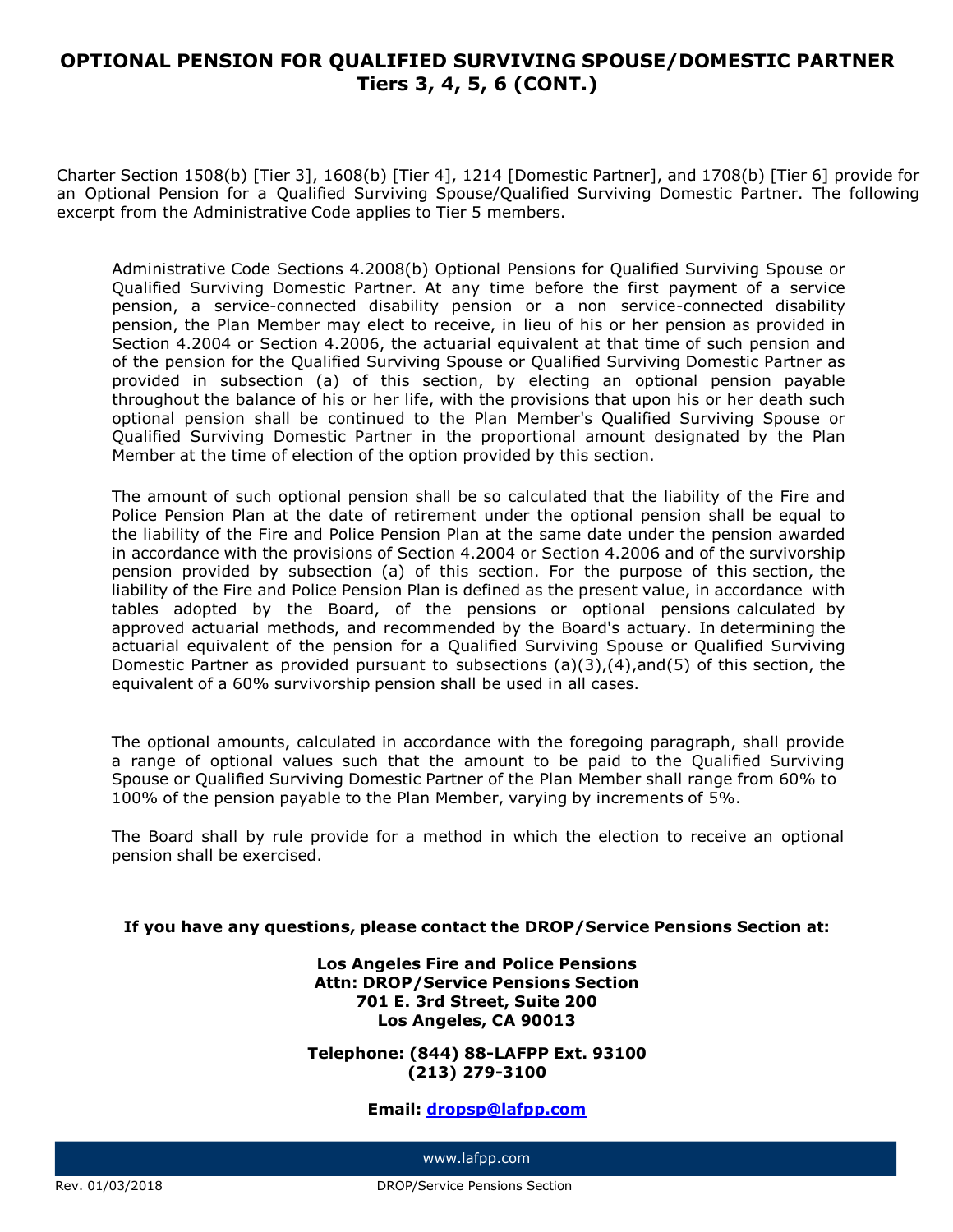# OPTIONAL PENSION FOR QUALIFIED SURVIVING SPOUSE/DOMESTIC PARTNER Tiers 3, 4, 5, 6 (CONT.)

Charter Section 1508(b) [Tier 3], 1608(b) [Tier 4], 1214 [Domestic Partner], and 1708(b) [Tier 6] provide for an Optional Pension for a Qualified Surviving Spouse/Qualified Surviving Domestic Partner. The following excerpt from the Administrative Code applies to Tier 5 members.

> Administrative Code Sections 4.2008(b) Optional Pensions for Qualified Surviving Spouse or Qualified Surviving Domestic Partner. At any time before the first payment of a service pension, a service-connected disability pension or a non service-connected disability pension, the Plan Member may elect to receive, in lieu of his or her pension as provided in Section 4.2004 or Section 4.2006, the actuarial equivalent at that time of such pension and of the pension for the Qualified Surviving Spouse or Qualified Surviving Domestic Partner as provided in subsection (a) of this section, by electing an optional pension payable throughout the balance of his or her life, with the provisions that upon his or her death such optional pension shall be continued to the Plan Member's Qualified Surviving Spouse or Qualified Surviving Domestic Partner in the proportional amount designated by the Plan Member at the time of election of the option provided by this section.
>
> The amount of such optional pension shall be so calculated that the liability of the Fire and Police Pension Plan at the date of retirement under the optional pension shall be equal to the liability of the Fire and Police Pension Plan at the same date under the pension awarded in accordance with the provisions of Section 4.2004 or Section 4.2006 and of the survivorship pension provided by subsection (a) of this section. For the purpose of this section, the liability of the Fire and Police Pension Plan is defined as the present value, in accordance with tables adopted by the Board, of the pensions or optional pensions calculated by approved actuarial methods, and recommended by the Board's actuary. In determining the actuarial equivalent of the pension for a Qualified Surviving Spouse or Qualified Surviving Domestic Partner as provided pursuant to subsections (a)(3),(4),and(5) of this section, the equivalent of a 60% survivorship pension shall be used in all cases.
>
> The optional amounts, calculated in accordance with the foregoing paragraph, shall provide a range of optional values such that the amount to be paid to the Qualified Surviving Spouse or Qualified Surviving Domestic Partner of the Plan Member shall range from 60% to 100% of the pension payable to the Plan Member, varying by increments of 5%.
>
> The Board shall by rule provide for a method in which the election to receive an optional pension shall be exercised.

**If you have any questions, please contact the DROP/Service Pensions Section at:**

**Los Angeles Fire and Police Pensions**
**Attn: DROP/Service Pensions Section**
**701 E. 3rd Street, Suite 200**
**Los Angeles, CA 90013**

**Telephone: (844) 88-LAFPP Ext. 93100**
**(213) 279-3100**

**Email: dropsp@lafpp.com**

www.lafpp.com

Rev. 01/03/2018 DROP/Service Pensions Section